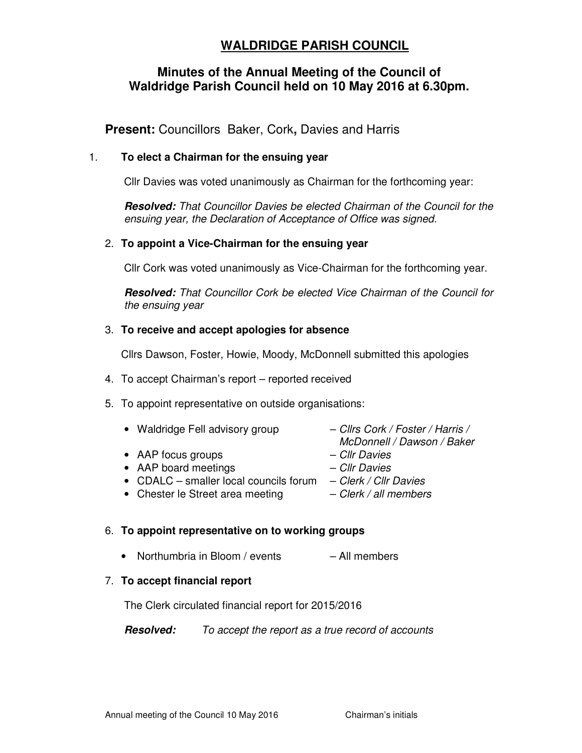# WALDRIDGE PARISH COUNCIL

## Minutes of the Annual Meeting of the Council of Waldridge Parish Council held on 10 May 2016 at 6.30pm.

**Present:** Councillors Baker, Cork**,** Davies and Harris

1. **To elect a Chairman for the ensuing year**

   Cllr Davies was voted unanimously as Chairman for the forthcoming year:

   ***Resolved:*** *That Councillor Davies be elected Chairman of the Council for the ensuing year, the Declaration of Acceptance of Office was signed.*

2. **To appoint a Vice-Chairman for the ensuing year**

   Cllr Cork was voted unanimously as Vice-Chairman for the forthcoming year.

   ***Resolved:*** *That Councillor Cork be elected Vice Chairman of the Council for the ensuing year*

3. **To receive and accept apologies for absence**

   Cllrs Dawson, Foster, Howie, Moody, McDonnell submitted this apologies

4. To accept Chairman's report – reported received

5. To appoint representative on outside organisations:

   - Waldridge Fell advisory group – *Cllrs Cork / Foster / Harris / McDonnell / Dawson / Baker*
   - AAP focus groups – *Cllr Davies*
   - AAP board meetings – *Cllr Davies*
   - CDALC – smaller local councils forum – *Clerk / Cllr Davies*
   - Chester le Street area meeting – *Clerk / all members*

6. **To appoint representative on to working groups**

   - Northumbria in Bloom / events – All members

7. **To accept financial report**

   The Clerk circulated financial report for 2015/2016

   ***Resolved:*** *To accept the report as a true record of accounts*

Annual meeting of the Council 10 May 2016 Chairman's initials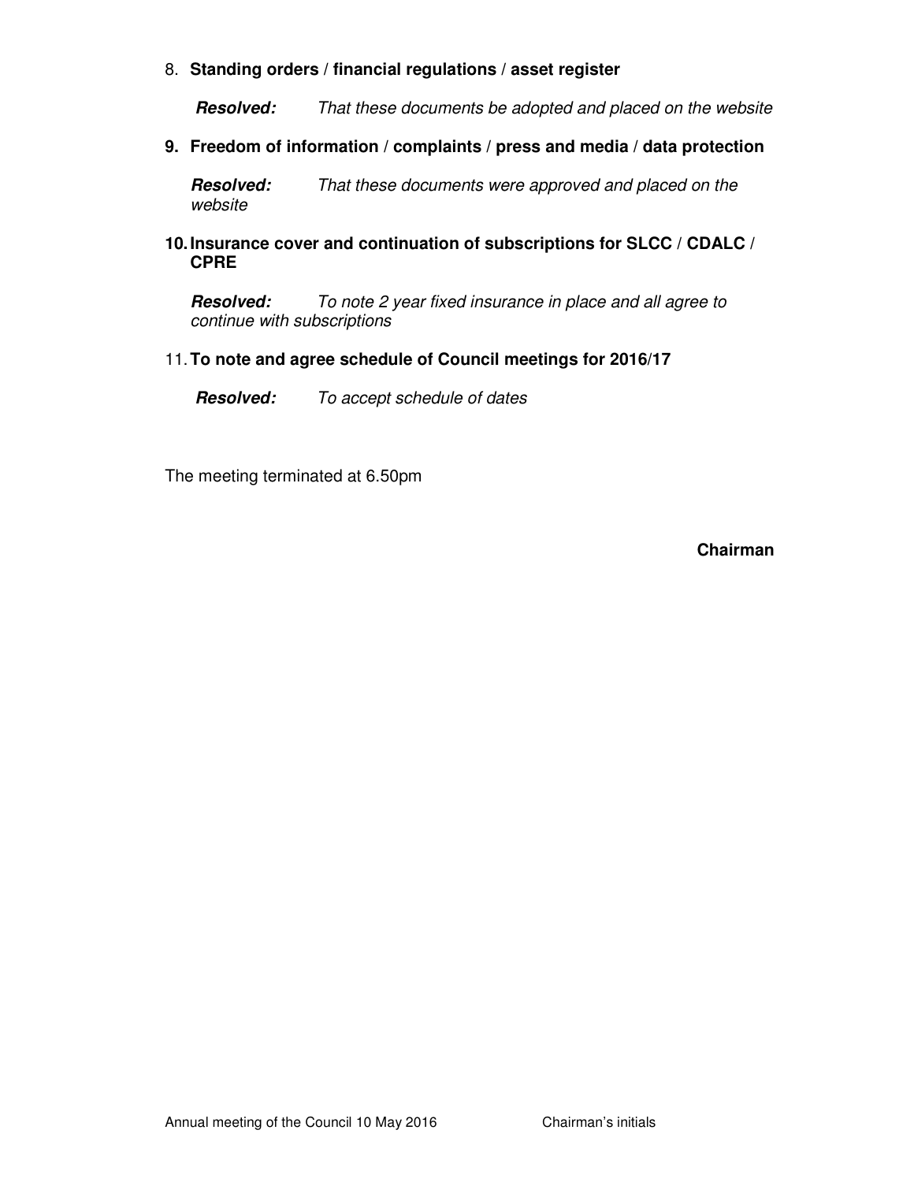8. **Standing orders / financial regulations / asset register**

   ***Resolved:*** *That these documents be adopted and placed on the website*

9. **Freedom of information / complaints / press and media / data protection**

   ***Resolved:*** *That these documents were approved and placed on the website*

10. **Insurance cover and continuation of subscriptions for SLCC / CDALC / CPRE**

    ***Resolved:*** *To note 2 year fixed insurance in place and all agree to continue with subscriptions*

11. **To note and agree schedule of Council meetings for 2016/17**

    ***Resolved:*** *To accept schedule of dates*

The meeting terminated at 6.50pm

**Chairman**

Annual meeting of the Council 10 May 2016 Chairman's initials